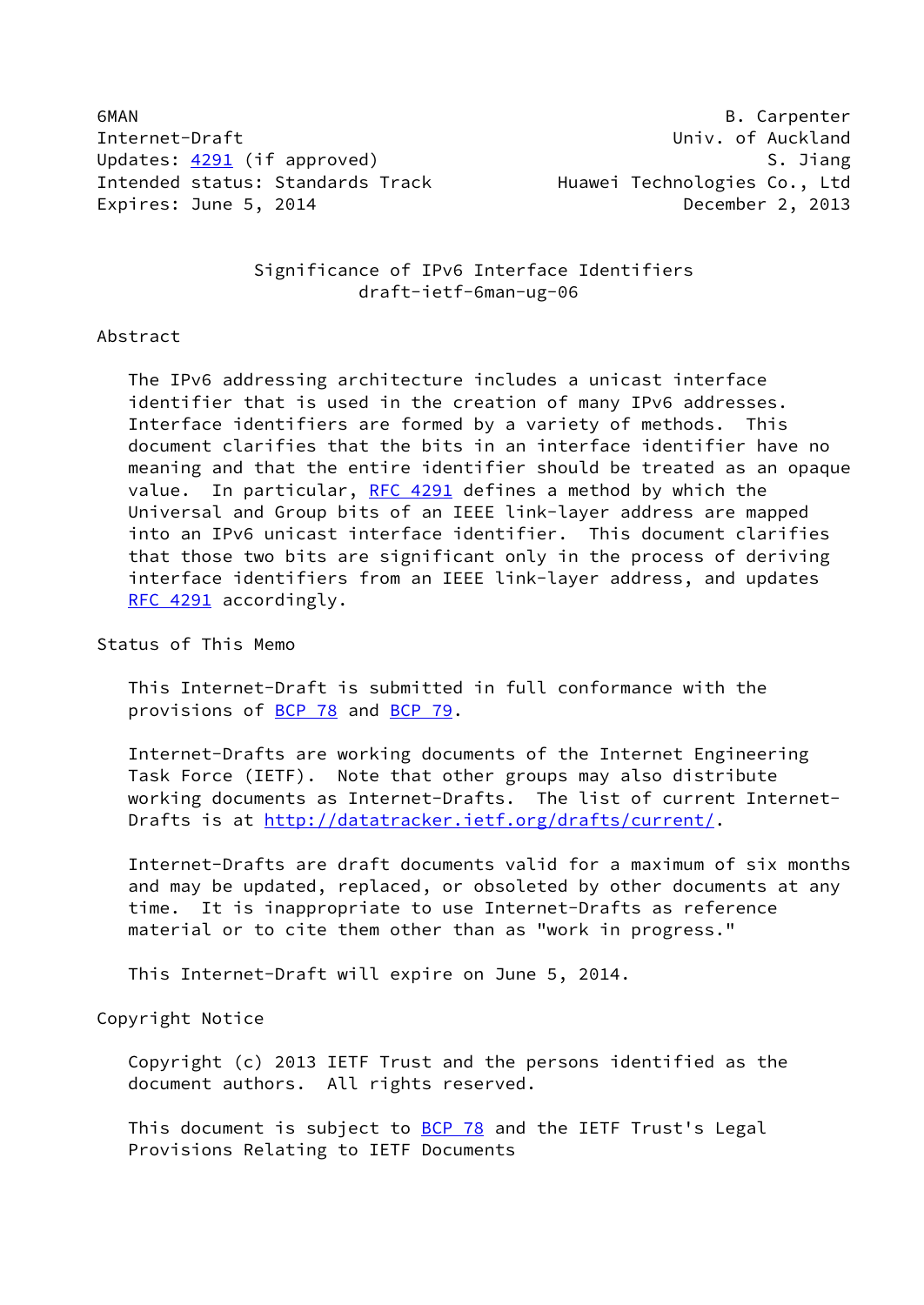6MAN B. Carpenter
Internet-Draft Univ. of Auckland
Updates: 4291 (if approved) S. Jiang
Intended status: Standards Track Huawei Technologies Co., Ltd
Expires: June 5, 2014 December 2, 2013

# Significance of IPv6 Interface Identifiers
draft-ietf-6man-ug-06

## Abstract

The IPv6 addressing architecture includes a unicast interface identifier that is used in the creation of many IPv6 addresses. Interface identifiers are formed by a variety of methods. This document clarifies that the bits in an interface identifier have no meaning and that the entire identifier should be treated as an opaque value. In particular, RFC 4291 defines a method by which the Universal and Group bits of an IEEE link-layer address are mapped into an IPv6 unicast interface identifier. This document clarifies that those two bits are significant only in the process of deriving interface identifiers from an IEEE link-layer address, and updates RFC 4291 accordingly.

## Status of This Memo

This Internet-Draft is submitted in full conformance with the provisions of BCP 78 and BCP 79.

Internet-Drafts are working documents of the Internet Engineering Task Force (IETF). Note that other groups may also distribute working documents as Internet-Drafts. The list of current Internet-Drafts is at http://datatracker.ietf.org/drafts/current/.

Internet-Drafts are draft documents valid for a maximum of six months and may be updated, replaced, or obsoleted by other documents at any time. It is inappropriate to use Internet-Drafts as reference material or to cite them other than as "work in progress."

This Internet-Draft will expire on June 5, 2014.

## Copyright Notice

Copyright (c) 2013 IETF Trust and the persons identified as the document authors. All rights reserved.

This document is subject to BCP 78 and the IETF Trust's Legal Provisions Relating to IETF Documents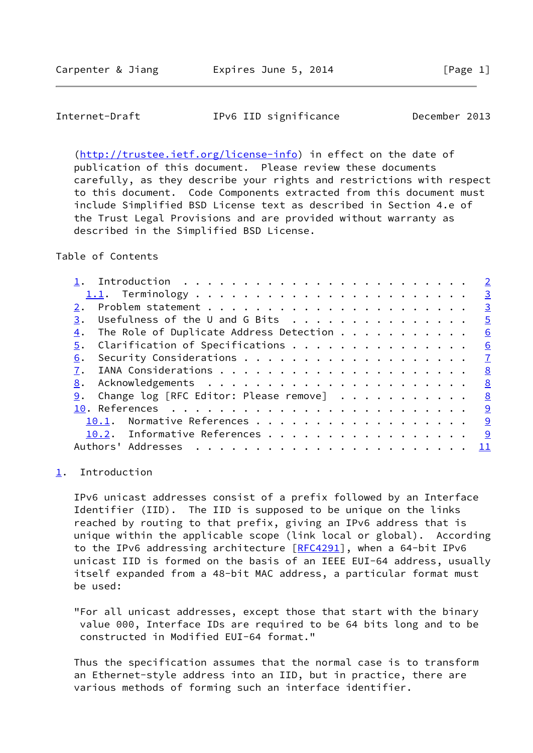(http://trustee.ietf.org/license-info) in effect on the date of publication of this document. Please review these documents carefully, as they describe your rights and restrictions with respect to this document. Code Components extracted from this document must include Simplified BSD License text as described in Section 4.e of the Trust Legal Provisions and are provided without warranty as described in the Simplified BSD License.

Table of Contents

- 1. Introduction . . . . . . . . . . . . . . . . . . . . . . . . 2
  - 1.1. Terminology . . . . . . . . . . . . . . . . . . . . . . 3
- 2. Problem statement . . . . . . . . . . . . . . . . . . . . . 3
- 3. Usefulness of the U and G Bits . . . . . . . . . . . . . . . 5
- 4. The Role of Duplicate Address Detection . . . . . . . . . . . 6
- 5. Clarification of Specifications . . . . . . . . . . . . . . . 6
- 6. Security Considerations . . . . . . . . . . . . . . . . . . . 7
- 7. IANA Considerations . . . . . . . . . . . . . . . . . . . . . 8
- 8. Acknowledgements . . . . . . . . . . . . . . . . . . . . . . 8
- 9. Change log [RFC Editor: Please remove] . . . . . . . . . . . 8
- 10. References . . . . . . . . . . . . . . . . . . . . . . . . . 9
  - 10.1. Normative References . . . . . . . . . . . . . . . . . . 9
  - 10.2. Informative References . . . . . . . . . . . . . . . . . 9
- Authors' Addresses . . . . . . . . . . . . . . . . . . . . . . . 11

## 1. Introduction

IPv6 unicast addresses consist of a prefix followed by an Interface Identifier (IID). The IID is supposed to be unique on the links reached by routing to that prefix, giving an IPv6 address that is unique within the applicable scope (link local or global). According to the IPv6 addressing architecture [RFC4291], when a 64-bit IPv6 unicast IID is formed on the basis of an IEEE EUI-64 address, usually itself expanded from a 48-bit MAC address, a particular format must be used:

"For all unicast addresses, except those that start with the binary value 000, Interface IDs are required to be 64 bits long and to be constructed in Modified EUI-64 format."

Thus the specification assumes that the normal case is to transform an Ethernet-style address into an IID, but in practice, there are various methods of forming such an interface identifier.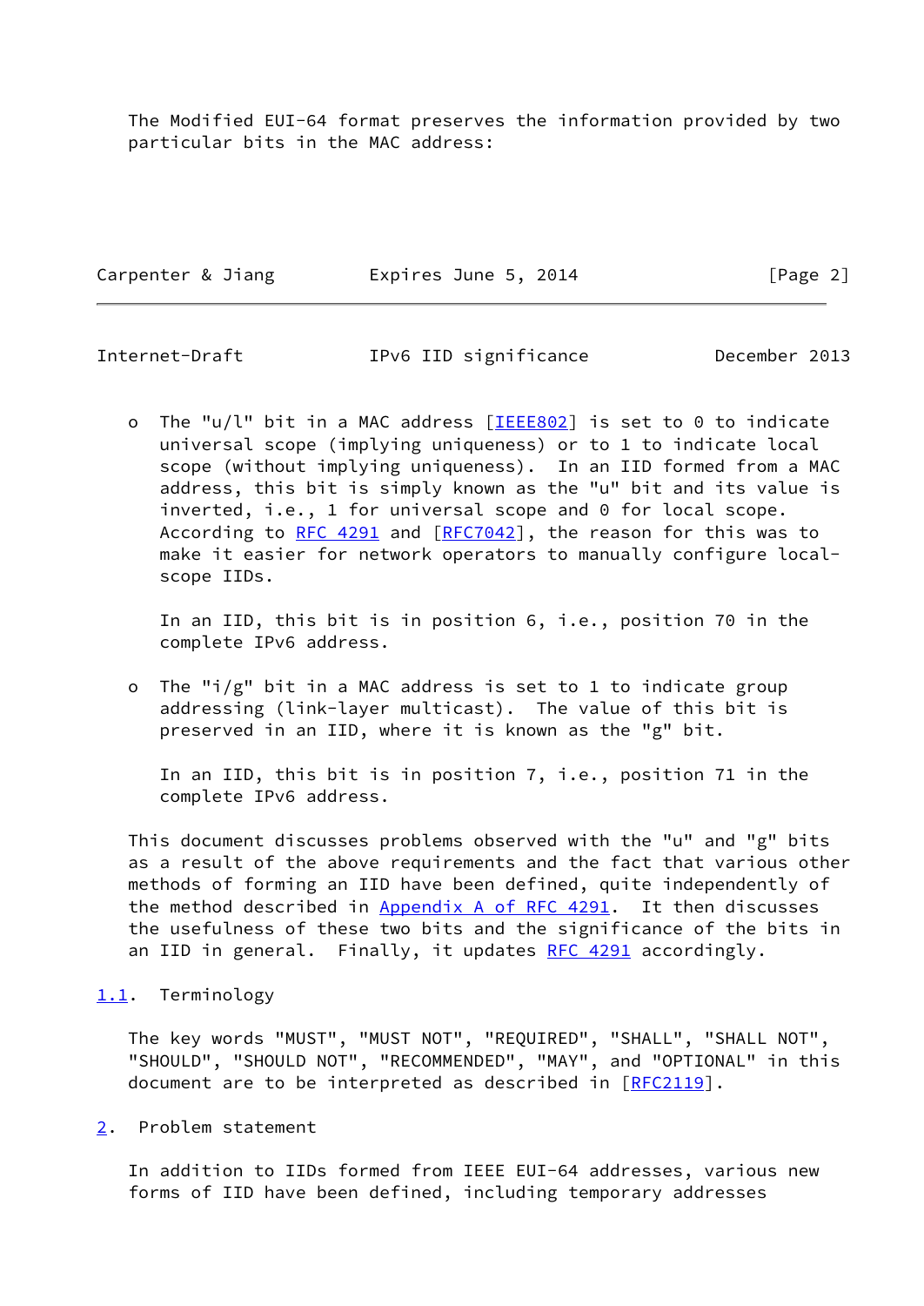The Modified EUI-64 format preserves the information provided by two particular bits in the MAC address:

- The "u/l" bit in a MAC address [IEEE802] is set to 0 to indicate universal scope (implying uniqueness) or to 1 to indicate local scope (without implying uniqueness). In an IID formed from a MAC address, this bit is simply known as the "u" bit and its value is inverted, i.e., 1 for universal scope and 0 for local scope. According to RFC 4291 and [RFC7042], the reason for this was to make it easier for network operators to manually configure local-scope IIDs.

  In an IID, this bit is in position 6, i.e., position 70 in the complete IPv6 address.

- The "i/g" bit in a MAC address is set to 1 to indicate group addressing (link-layer multicast). The value of this bit is preserved in an IID, where it is known as the "g" bit.

  In an IID, this bit is in position 7, i.e., position 71 in the complete IPv6 address.

This document discusses problems observed with the "u" and "g" bits as a result of the above requirements and the fact that various other methods of forming an IID have been defined, quite independently of the method described in Appendix A of RFC 4291. It then discusses the usefulness of these two bits and the significance of the bits in an IID in general. Finally, it updates RFC 4291 accordingly.

### 1.1. Terminology

The key words "MUST", "MUST NOT", "REQUIRED", "SHALL", "SHALL NOT", "SHOULD", "SHOULD NOT", "RECOMMENDED", "MAY", and "OPTIONAL" in this document are to be interpreted as described in [RFC2119].

## 2. Problem statement

In addition to IIDs formed from IEEE EUI-64 addresses, various new forms of IID have been defined, including temporary addresses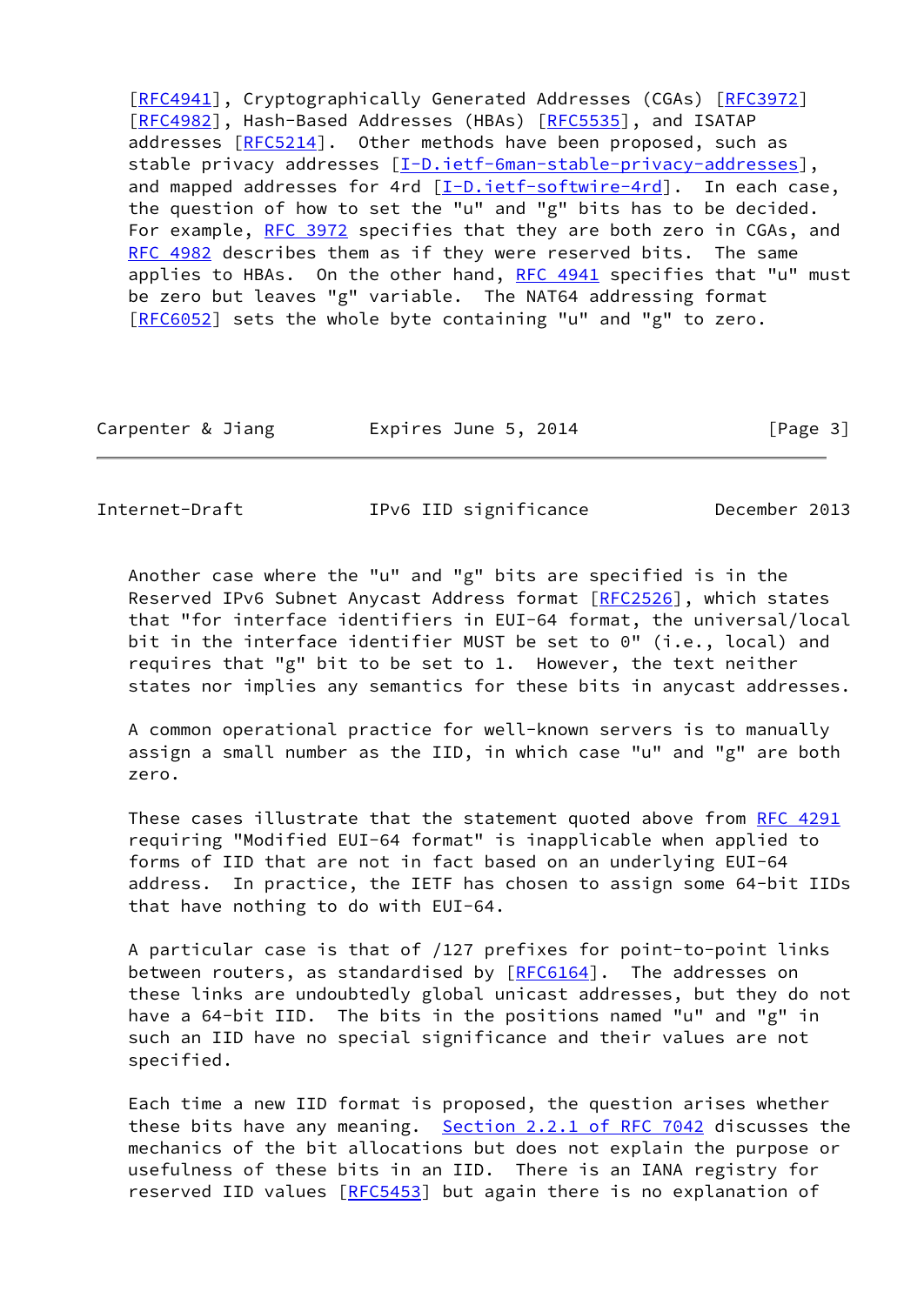[RFC4941], Cryptographically Generated Addresses (CGAs) [RFC3972] [RFC4982], Hash-Based Addresses (HBAs) [RFC5535], and ISATAP addresses [RFC5214]. Other methods have been proposed, such as stable privacy addresses [I-D.ietf-6man-stable-privacy-addresses], and mapped addresses for 4rd [I-D.ietf-softwire-4rd]. In each case, the question of how to set the "u" and "g" bits has to be decided. For example, RFC 3972 specifies that they are both zero in CGAs, and RFC 4982 describes them as if they were reserved bits. The same applies to HBAs. On the other hand, RFC 4941 specifies that "u" must be zero but leaves "g" variable. The NAT64 addressing format [RFC6052] sets the whole byte containing "u" and "g" to zero.

Another case where the "u" and "g" bits are specified is in the Reserved IPv6 Subnet Anycast Address format [RFC2526], which states that "for interface identifiers in EUI-64 format, the universal/local bit in the interface identifier MUST be set to 0" (i.e., local) and requires that "g" bit to be set to 1. However, the text neither states nor implies any semantics for these bits in anycast addresses.

A common operational practice for well-known servers is to manually assign a small number as the IID, in which case "u" and "g" are both zero.

These cases illustrate that the statement quoted above from RFC 4291 requiring "Modified EUI-64 format" is inapplicable when applied to forms of IID that are not in fact based on an underlying EUI-64 address. In practice, the IETF has chosen to assign some 64-bit IIDs that have nothing to do with EUI-64.

A particular case is that of /127 prefixes for point-to-point links between routers, as standardised by [RFC6164]. The addresses on these links are undoubtedly global unicast addresses, but they do not have a 64-bit IID. The bits in the positions named "u" and "g" in such an IID have no special significance and their values are not specified.

Each time a new IID format is proposed, the question arises whether these bits have any meaning. Section 2.2.1 of RFC 7042 discusses the mechanics of the bit allocations but does not explain the purpose or usefulness of these bits in an IID. There is an IANA registry for reserved IID values [RFC5453] but again there is no explanation of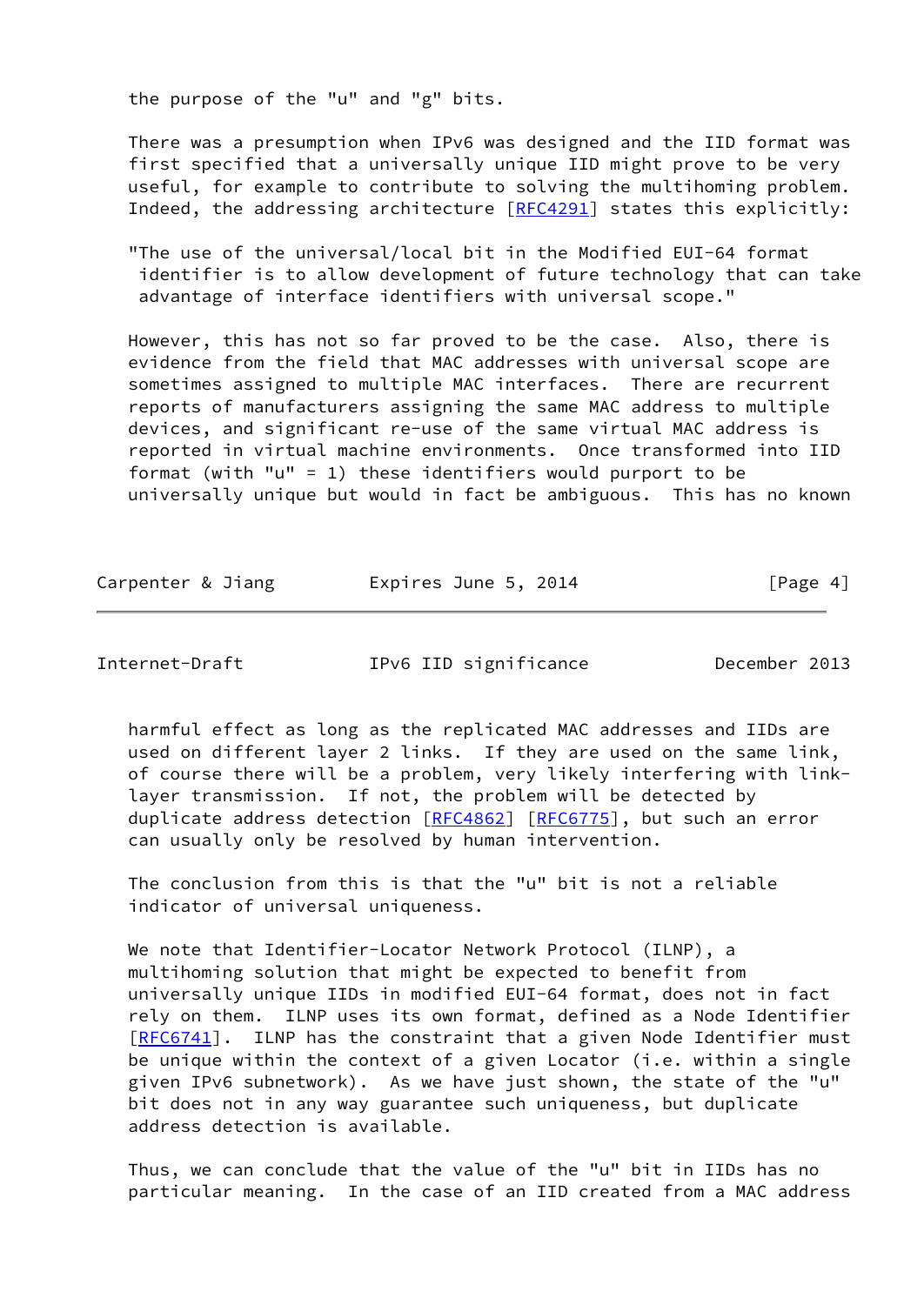the purpose of the "u" and "g" bits.

There was a presumption when IPv6 was designed and the IID format was first specified that a universally unique IID might prove to be very useful, for example to contribute to solving the multihoming problem. Indeed, the addressing architecture [RFC4291] states this explicitly:

"The use of the universal/local bit in the Modified EUI-64 format identifier is to allow development of future technology that can take advantage of interface identifiers with universal scope."

However, this has not so far proved to be the case. Also, there is evidence from the field that MAC addresses with universal scope are sometimes assigned to multiple MAC interfaces. There are recurrent reports of manufacturers assigning the same MAC address to multiple devices, and significant re-use of the same virtual MAC address is reported in virtual machine environments. Once transformed into IID format (with "u" = 1) these identifiers would purport to be universally unique but would in fact be ambiguous. This has no known harmful effect as long as the replicated MAC addresses and IIDs are used on different layer 2 links. If they are used on the same link, of course there will be a problem, very likely interfering with link-layer transmission. If not, the problem will be detected by duplicate address detection [RFC4862] [RFC6775], but such an error can usually only be resolved by human intervention.

The conclusion from this is that the "u" bit is not a reliable indicator of universal uniqueness.

We note that Identifier-Locator Network Protocol (ILNP), a multihoming solution that might be expected to benefit from universally unique IIDs in modified EUI-64 format, does not in fact rely on them. ILNP uses its own format, defined as a Node Identifier [RFC6741]. ILNP has the constraint that a given Node Identifier must be unique within the context of a given Locator (i.e. within a single given IPv6 subnetwork). As we have just shown, the state of the "u" bit does not in any way guarantee such uniqueness, but duplicate address detection is available.

Thus, we can conclude that the value of the "u" bit in IIDs has no particular meaning. In the case of an IID created from a MAC address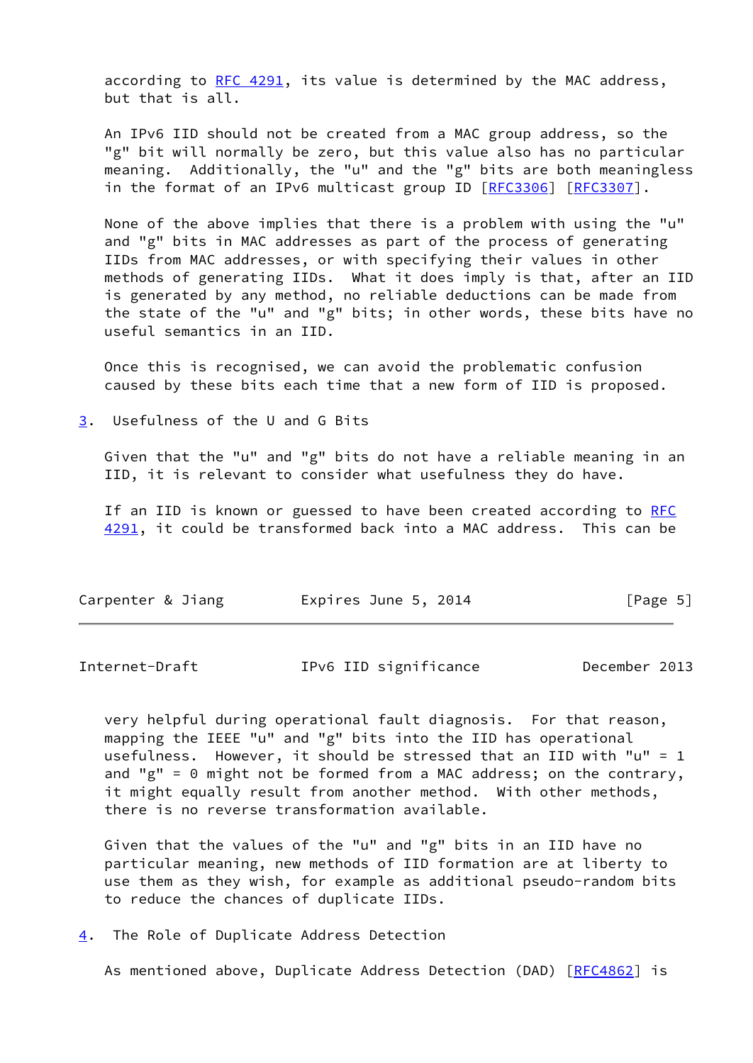according to RFC 4291, its value is determined by the MAC address, but that is all.

An IPv6 IID should not be created from a MAC group address, so the "g" bit will normally be zero, but this value also has no particular meaning. Additionally, the "u" and the "g" bits are both meaningless in the format of an IPv6 multicast group ID [RFC3306] [RFC3307].

None of the above implies that there is a problem with using the "u" and "g" bits in MAC addresses as part of the process of generating IIDs from MAC addresses, or with specifying their values in other methods of generating IIDs. What it does imply is that, after an IID is generated by any method, no reliable deductions can be made from the state of the "u" and "g" bits; in other words, these bits have no useful semantics in an IID.

Once this is recognised, we can avoid the problematic confusion caused by these bits each time that a new form of IID is proposed.

## 3. Usefulness of the U and G Bits

Given that the "u" and "g" bits do not have a reliable meaning in an IID, it is relevant to consider what usefulness they do have.

If an IID is known or guessed to have been created according to RFC 4291, it could be transformed back into a MAC address. This can be very helpful during operational fault diagnosis. For that reason, mapping the IEEE "u" and "g" bits into the IID has operational usefulness. However, it should be stressed that an IID with "u" = 1 and "g" = 0 might not be formed from a MAC address; on the contrary, it might equally result from another method. With other methods, there is no reverse transformation available.

Given that the values of the "u" and "g" bits in an IID have no particular meaning, new methods of IID formation are at liberty to use them as they wish, for example as additional pseudo-random bits to reduce the chances of duplicate IIDs.

## 4. The Role of Duplicate Address Detection

As mentioned above, Duplicate Address Detection (DAD) [RFC4862] is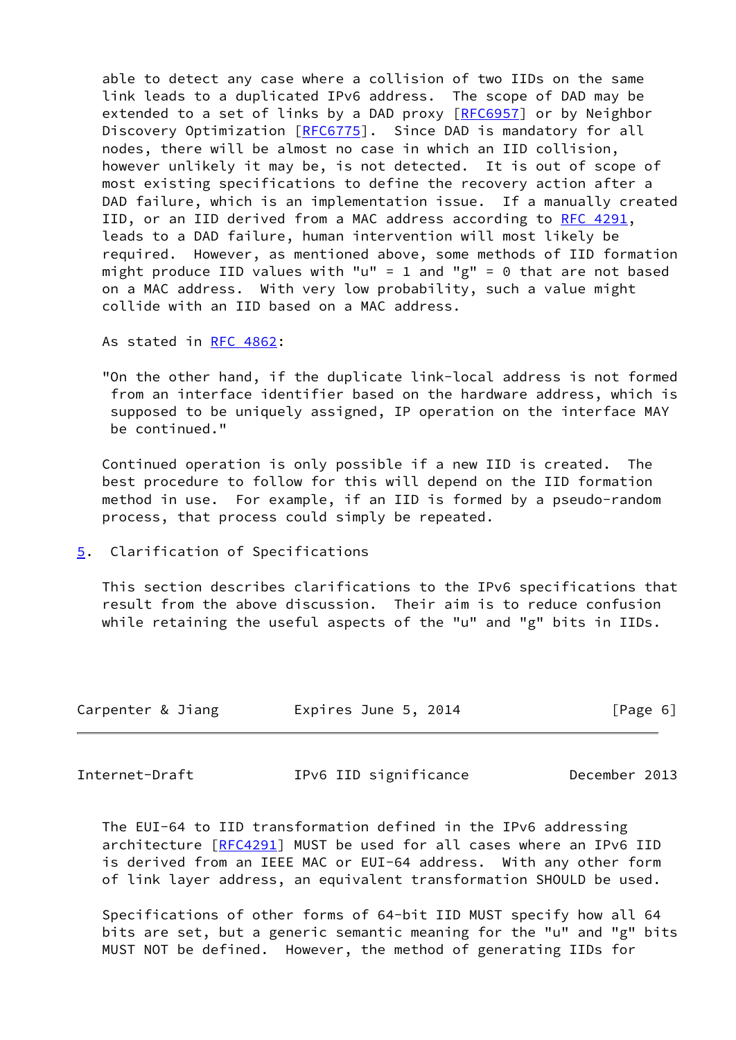able to detect any case where a collision of two IIDs on the same link leads to a duplicated IPv6 address. The scope of DAD may be extended to a set of links by a DAD proxy [RFC6957] or by Neighbor Discovery Optimization [RFC6775]. Since DAD is mandatory for all nodes, there will be almost no case in which an IID collision, however unlikely it may be, is not detected. It is out of scope of most existing specifications to define the recovery action after a DAD failure, which is an implementation issue. If a manually created IID, or an IID derived from a MAC address according to RFC 4291, leads to a DAD failure, human intervention will most likely be required. However, as mentioned above, some methods of IID formation might produce IID values with "u" = 1 and "g" = 0 that are not based on a MAC address. With very low probability, such a value might collide with an IID based on a MAC address.

As stated in RFC 4862:

"On the other hand, if the duplicate link-local address is not formed from an interface identifier based on the hardware address, which is supposed to be uniquely assigned, IP operation on the interface MAY be continued."

Continued operation is only possible if a new IID is created. The best procedure to follow for this will depend on the IID formation method in use. For example, if an IID is formed by a pseudo-random process, that process could simply be repeated.

## 5. Clarification of Specifications

This section describes clarifications to the IPv6 specifications that result from the above discussion. Their aim is to reduce confusion while retaining the useful aspects of the "u" and "g" bits in IIDs.

The EUI-64 to IID transformation defined in the IPv6 addressing architecture [RFC4291] MUST be used for all cases where an IPv6 IID is derived from an IEEE MAC or EUI-64 address. With any other form of link layer address, an equivalent transformation SHOULD be used.

Specifications of other forms of 64-bit IID MUST specify how all 64 bits are set, but a generic semantic meaning for the "u" and "g" bits MUST NOT be defined. However, the method of generating IIDs for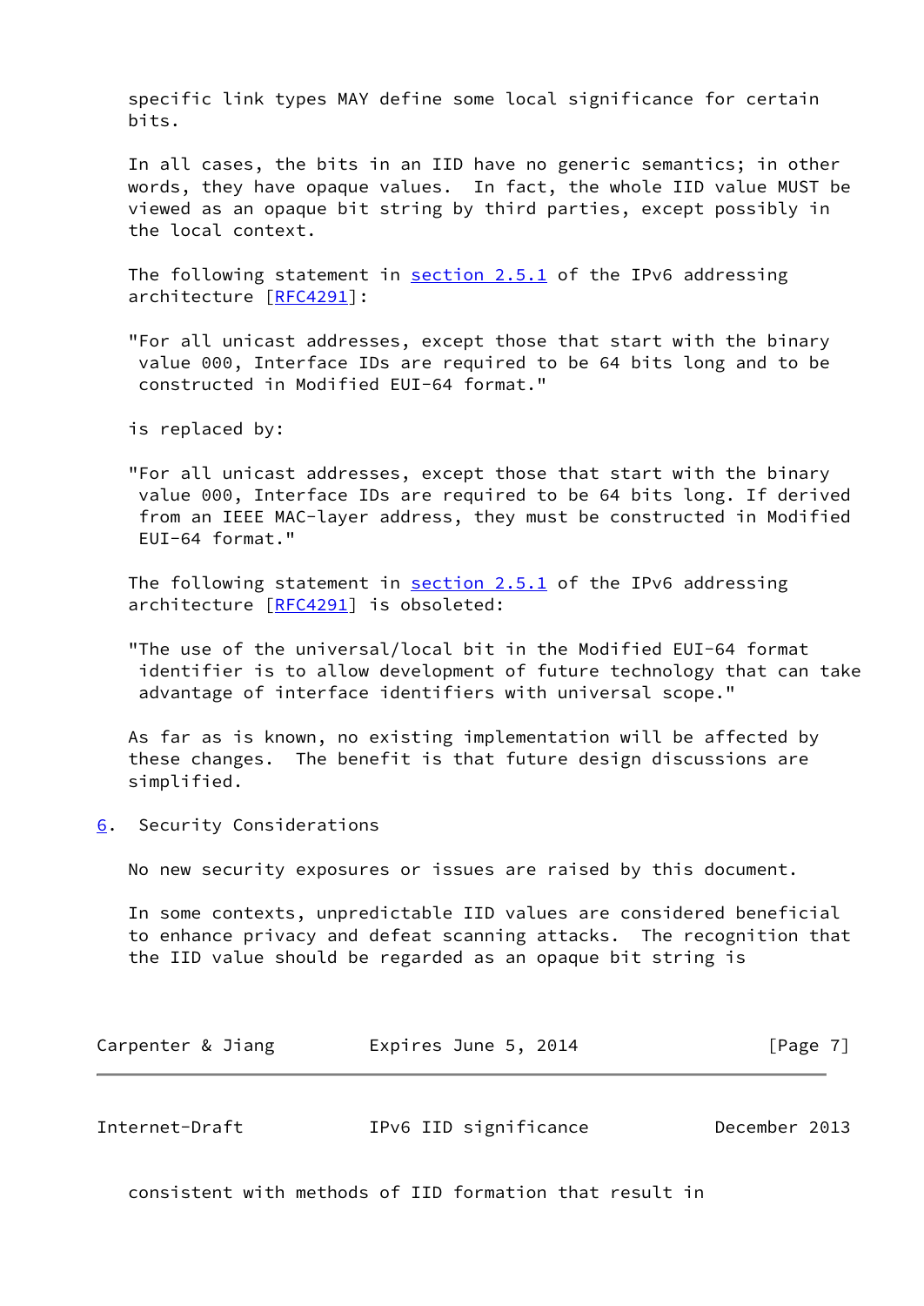specific link types MAY define some local significance for certain bits.

In all cases, the bits in an IID have no generic semantics; in other words, they have opaque values. In fact, the whole IID value MUST be viewed as an opaque bit string by third parties, except possibly in the local context.

The following statement in section 2.5.1 of the IPv6 addressing architecture [RFC4291]:

"For all unicast addresses, except those that start with the binary value 000, Interface IDs are required to be 64 bits long and to be constructed in Modified EUI-64 format."

is replaced by:

"For all unicast addresses, except those that start with the binary value 000, Interface IDs are required to be 64 bits long. If derived from an IEEE MAC-layer address, they must be constructed in Modified EUI-64 format."

The following statement in section 2.5.1 of the IPv6 addressing architecture [RFC4291] is obsoleted:

"The use of the universal/local bit in the Modified EUI-64 format identifier is to allow development of future technology that can take advantage of interface identifiers with universal scope."

As far as is known, no existing implementation will be affected by these changes. The benefit is that future design discussions are simplified.

## 6. Security Considerations

No new security exposures or issues are raised by this document.

In some contexts, unpredictable IID values are considered beneficial to enhance privacy and defeat scanning attacks. The recognition that the IID value should be regarded as an opaque bit string is consistent with methods of IID formation that result in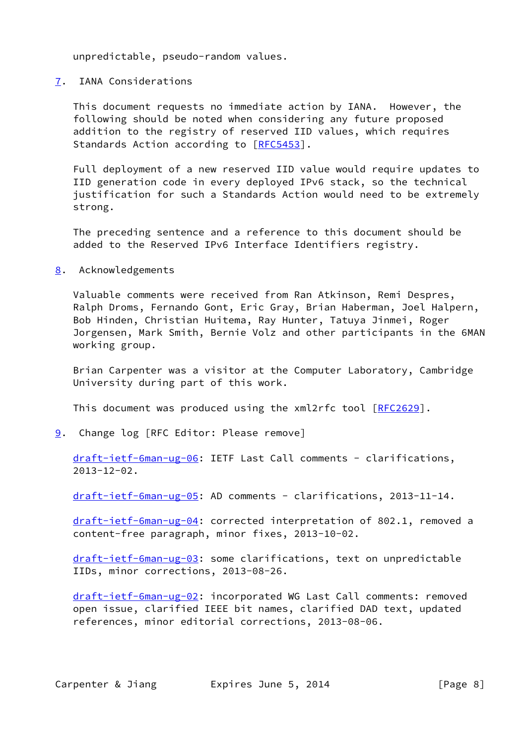unpredictable, pseudo-random values.

## 7. IANA Considerations

This document requests no immediate action by IANA. However, the following should be noted when considering any future proposed addition to the registry of reserved IID values, which requires Standards Action according to [RFC5453].

Full deployment of a new reserved IID value would require updates to IID generation code in every deployed IPv6 stack, so the technical justification for such a Standards Action would need to be extremely strong.

The preceding sentence and a reference to this document should be added to the Reserved IPv6 Interface Identifiers registry.

## 8. Acknowledgements

Valuable comments were received from Ran Atkinson, Remi Despres, Ralph Droms, Fernando Gont, Eric Gray, Brian Haberman, Joel Halpern, Bob Hinden, Christian Huitema, Ray Hunter, Tatuya Jinmei, Roger Jorgensen, Mark Smith, Bernie Volz and other participants in the 6MAN working group.

Brian Carpenter was a visitor at the Computer Laboratory, Cambridge University during part of this work.

This document was produced using the xml2rfc tool [RFC2629].

## 9. Change log [RFC Editor: Please remove]

draft-ietf-6man-ug-06: IETF Last Call comments - clarifications, 2013-12-02.

draft-ietf-6man-ug-05: AD comments - clarifications, 2013-11-14.

draft-ietf-6man-ug-04: corrected interpretation of 802.1, removed a content-free paragraph, minor fixes, 2013-10-02.

draft-ietf-6man-ug-03: some clarifications, text on unpredictable IIDs, minor corrections, 2013-08-26.

draft-ietf-6man-ug-02: incorporated WG Last Call comments: removed open issue, clarified IEEE bit names, clarified DAD text, updated references, minor editorial corrections, 2013-08-06.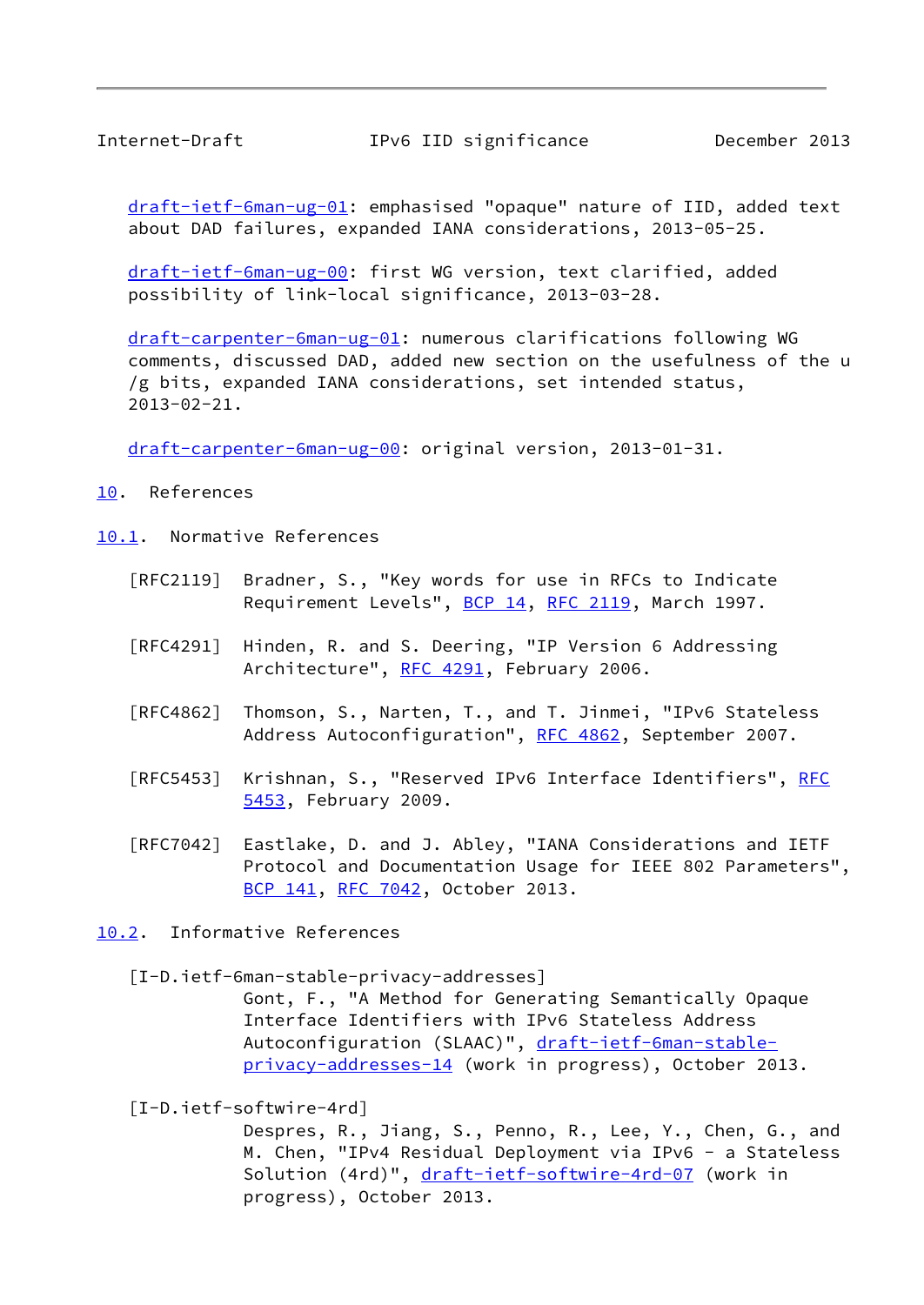draft-ietf-6man-ug-01: emphasised "opaque" nature of IID, added text about DAD failures, expanded IANA considerations, 2013-05-25.

draft-ietf-6man-ug-00: first WG version, text clarified, added possibility of link-local significance, 2013-03-28.

draft-carpenter-6man-ug-01: numerous clarifications following WG comments, discussed DAD, added new section on the usefulness of the u /g bits, expanded IANA considerations, set intended status, 2013-02-21.

draft-carpenter-6man-ug-00: original version, 2013-01-31.

## 10. References

### 10.1. Normative References

[RFC2119] Bradner, S., "Key words for use in RFCs to Indicate Requirement Levels", BCP 14, RFC 2119, March 1997.

[RFC4291] Hinden, R. and S. Deering, "IP Version 6 Addressing Architecture", RFC 4291, February 2006.

[RFC4862] Thomson, S., Narten, T., and T. Jinmei, "IPv6 Stateless Address Autoconfiguration", RFC 4862, September 2007.

[RFC5453] Krishnan, S., "Reserved IPv6 Interface Identifiers", RFC 5453, February 2009.

[RFC7042] Eastlake, D. and J. Abley, "IANA Considerations and IETF Protocol and Documentation Usage for IEEE 802 Parameters", BCP 141, RFC 7042, October 2013.

### 10.2. Informative References

[I-D.ietf-6man-stable-privacy-addresses]
Gont, F., "A Method for Generating Semantically Opaque Interface Identifiers with IPv6 Stateless Address Autoconfiguration (SLAAC)", draft-ietf-6man-stable-privacy-addresses-14 (work in progress), October 2013.

[I-D.ietf-softwire-4rd]
Despres, R., Jiang, S., Penno, R., Lee, Y., Chen, G., and M. Chen, "IPv4 Residual Deployment via IPv6 - a Stateless Solution (4rd)", draft-ietf-softwire-4rd-07 (work in progress), October 2013.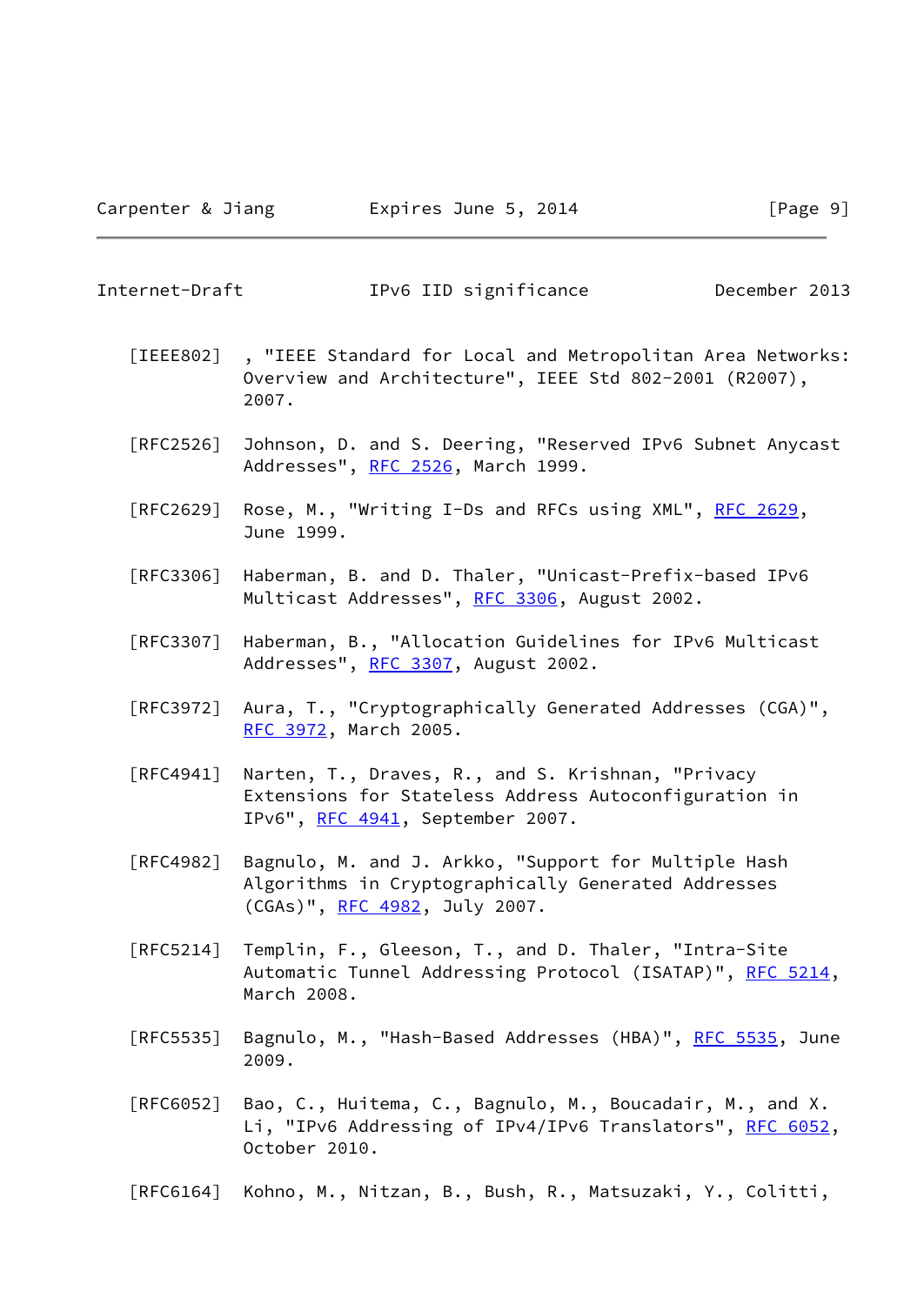[IEEE802] , "IEEE Standard for Local and Metropolitan Area Networks: Overview and Architecture", IEEE Std 802-2001 (R2007), 2007.

[RFC2526] Johnson, D. and S. Deering, "Reserved IPv6 Subnet Anycast Addresses", RFC 2526, March 1999.

[RFC2629] Rose, M., "Writing I-Ds and RFCs using XML", RFC 2629, June 1999.

[RFC3306] Haberman, B. and D. Thaler, "Unicast-Prefix-based IPv6 Multicast Addresses", RFC 3306, August 2002.

[RFC3307] Haberman, B., "Allocation Guidelines for IPv6 Multicast Addresses", RFC 3307, August 2002.

[RFC3972] Aura, T., "Cryptographically Generated Addresses (CGA)", RFC 3972, March 2005.

[RFC4941] Narten, T., Draves, R., and S. Krishnan, "Privacy Extensions for Stateless Address Autoconfiguration in IPv6", RFC 4941, September 2007.

[RFC4982] Bagnulo, M. and J. Arkko, "Support for Multiple Hash Algorithms in Cryptographically Generated Addresses (CGAs)", RFC 4982, July 2007.

[RFC5214] Templin, F., Gleeson, T., and D. Thaler, "Intra-Site Automatic Tunnel Addressing Protocol (ISATAP)", RFC 5214, March 2008.

[RFC5535] Bagnulo, M., "Hash-Based Addresses (HBA)", RFC 5535, June 2009.

[RFC6052] Bao, C., Huitema, C., Bagnulo, M., Boucadair, M., and X. Li, "IPv6 Addressing of IPv4/IPv6 Translators", RFC 6052, October 2010.

[RFC6164] Kohno, M., Nitzan, B., Bush, R., Matsuzaki, Y., Colitti,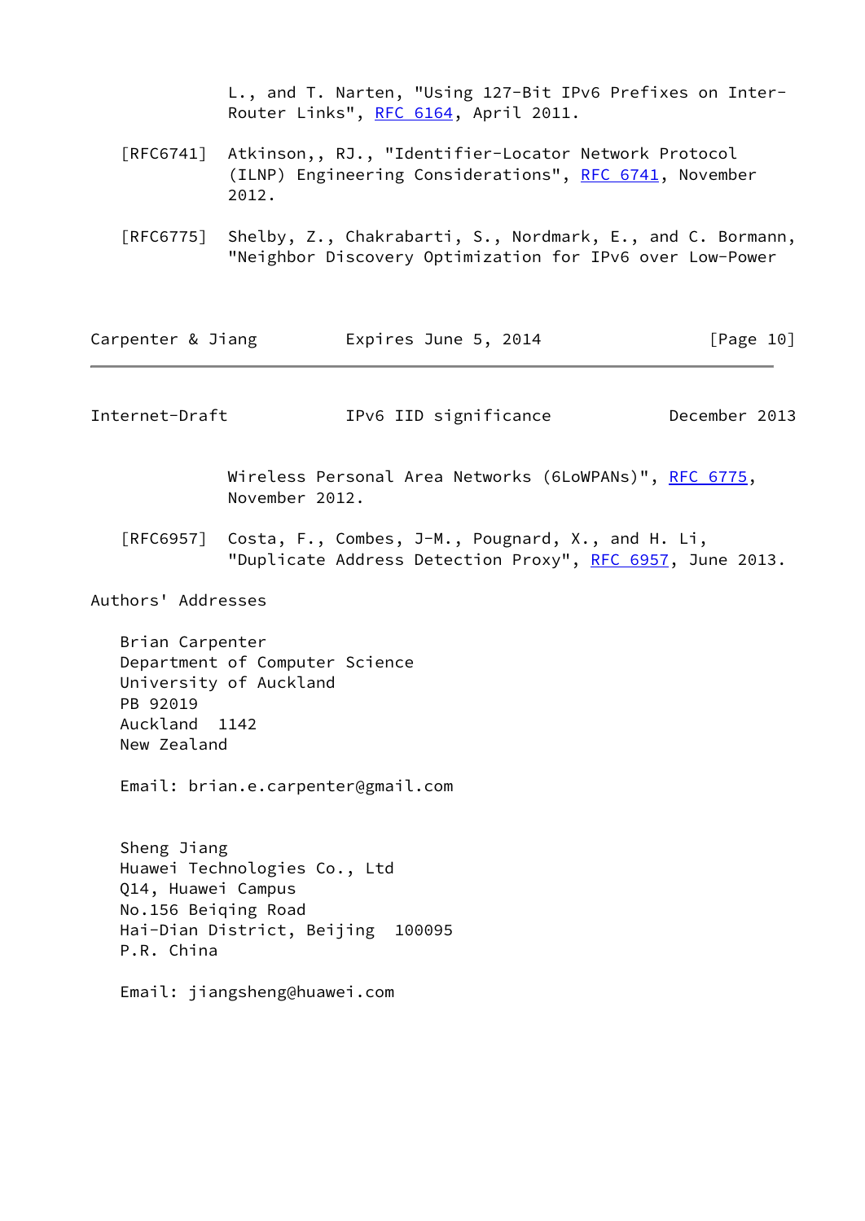L., and T. Narten, "Using 127-Bit IPv6 Prefixes on Inter-Router Links", RFC 6164, April 2011.

[RFC6741] Atkinson,, RJ., "Identifier-Locator Network Protocol (ILNP) Engineering Considerations", RFC 6741, November 2012.

[RFC6775] Shelby, Z., Chakrabarti, S., Nordmark, E., and C. Bormann, "Neighbor Discovery Optimization for IPv6 over Low-Power Wireless Personal Area Networks (6LoWPANs)", RFC 6775, November 2012.

[RFC6957] Costa, F., Combes, J-M., Pougnard, X., and H. Li, "Duplicate Address Detection Proxy", RFC 6957, June 2013.

## Authors' Addresses

Brian Carpenter
Department of Computer Science
University of Auckland
PB 92019
Auckland 1142
New Zealand

Email: brian.e.carpenter@gmail.com

Sheng Jiang
Huawei Technologies Co., Ltd
Q14, Huawei Campus
No.156 Beiqing Road
Hai-Dian District, Beijing 100095
P.R. China

Email: jiangsheng@huawei.com